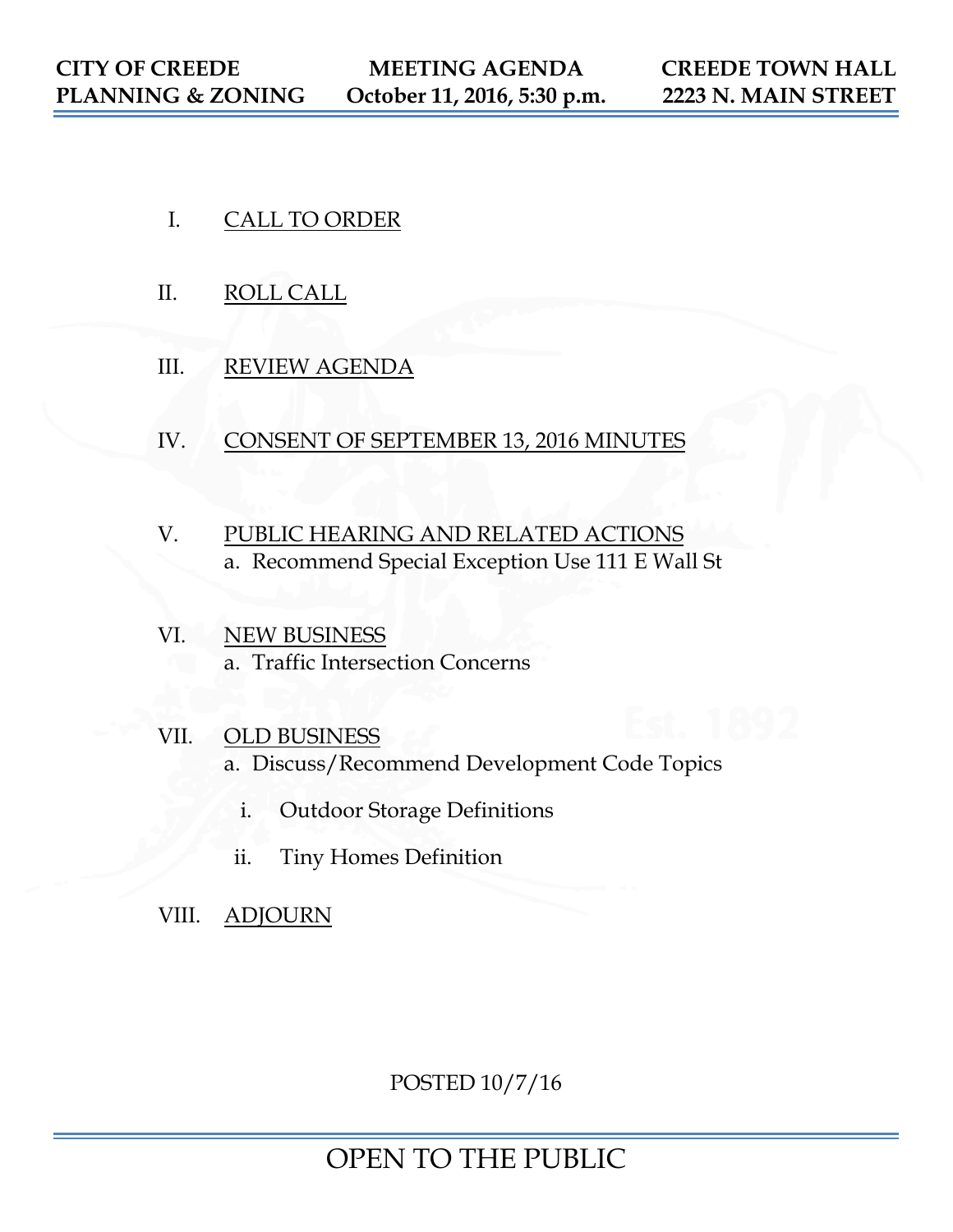**CITY OF CREEDE PLANNING & ZONING** | **MEETING AGENDA October 11, 2016, 5:30 p.m.** | **CREEDE TOWN HALL 2223 N. MAIN STREET**

I. CALL TO ORDER

II. ROLL CALL

III. REVIEW AGENDA

IV. CONSENT OF SEPTEMBER 13, 2016 MINUTES

V. PUBLIC HEARING AND RELATED ACTIONS
   a. Recommend Special Exception Use 111 E Wall St

VI. NEW BUSINESS
   a. Traffic Intersection Concerns

VII. OLD BUSINESS
   a. Discuss/Recommend Development Code Topics
      i. Outdoor Storage Definitions
      ii. Tiny Homes Definition

VIII. ADJOURN

POSTED 10/7/16

OPEN TO THE PUBLIC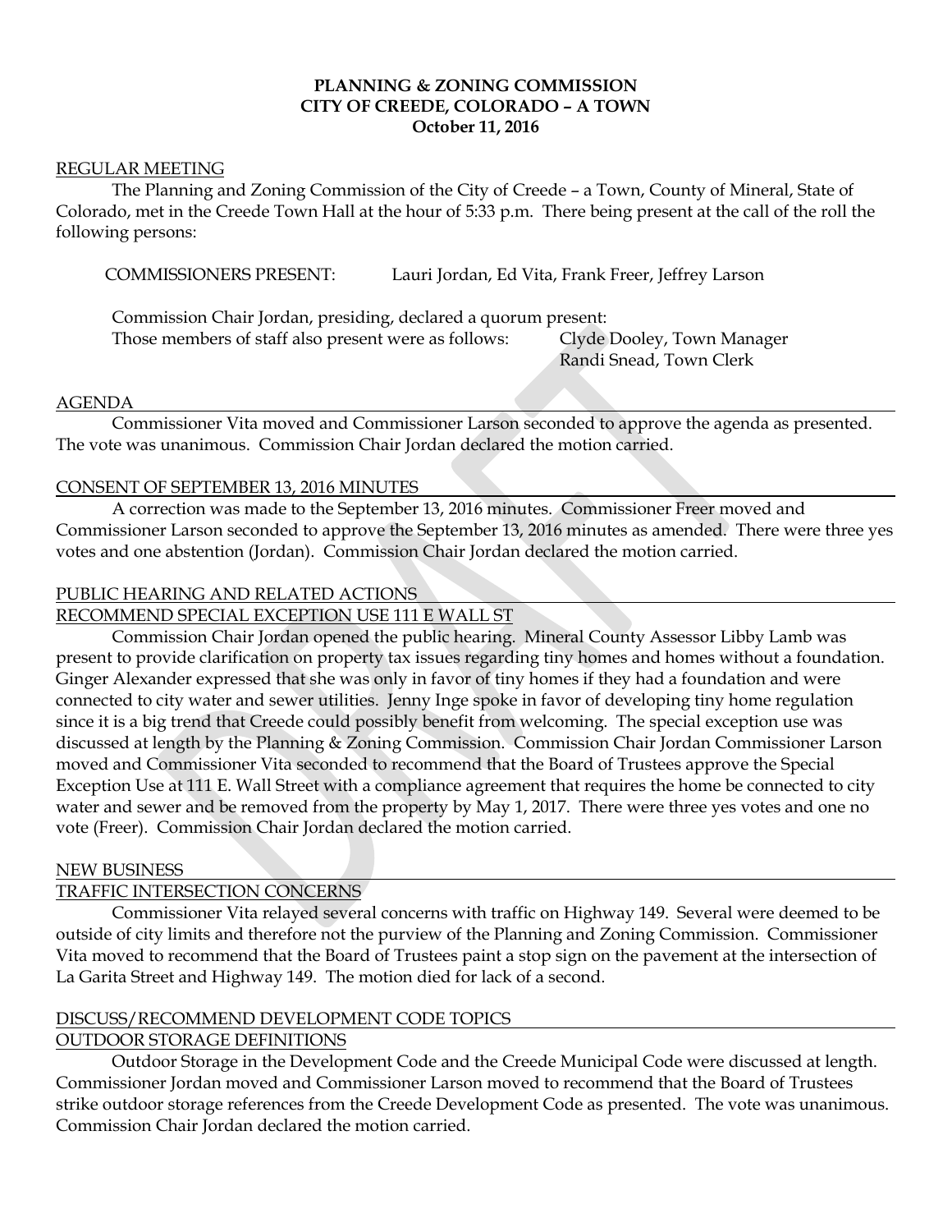**PLANNING & ZONING COMMISSION**
**CITY OF CREEDE, COLORADO – A TOWN**
**October 11, 2016**

REGULAR MEETING

The Planning and Zoning Commission of the City of Creede – a Town, County of Mineral, State of Colorado, met in the Creede Town Hall at the hour of 5:33 p.m. There being present at the call of the roll the following persons:

COMMISSIONERS PRESENT: Lauri Jordan, Ed Vita, Frank Freer, Jeffrey Larson

Commission Chair Jordan, presiding, declared a quorum present:
Those members of staff also present were as follows: Clyde Dooley, Town Manager
Randi Snead, Town Clerk

AGENDA

Commissioner Vita moved and Commissioner Larson seconded to approve the agenda as presented. The vote was unanimous. Commission Chair Jordan declared the motion carried.

CONSENT OF SEPTEMBER 13, 2016 MINUTES

A correction was made to the September 13, 2016 minutes. Commissioner Freer moved and Commissioner Larson seconded to approve the September 13, 2016 minutes as amended. There were three yes votes and one abstention (Jordan). Commission Chair Jordan declared the motion carried.

PUBLIC HEARING AND RELATED ACTIONS
RECOMMEND SPECIAL EXCEPTION USE 111 E WALL ST

Commission Chair Jordan opened the public hearing. Mineral County Assessor Libby Lamb was present to provide clarification on property tax issues regarding tiny homes and homes without a foundation. Ginger Alexander expressed that she was only in favor of tiny homes if they had a foundation and were connected to city water and sewer utilities. Jenny Inge spoke in favor of developing tiny home regulation since it is a big trend that Creede could possibly benefit from welcoming. The special exception use was discussed at length by the Planning & Zoning Commission. Commission Chair Jordan Commissioner Larson moved and Commissioner Vita seconded to recommend that the Board of Trustees approve the Special Exception Use at 111 E. Wall Street with a compliance agreement that requires the home be connected to city water and sewer and be removed from the property by May 1, 2017. There were three yes votes and one no vote (Freer). Commission Chair Jordan declared the motion carried.

NEW BUSINESS
TRAFFIC INTERSECTION CONCERNS

Commissioner Vita relayed several concerns with traffic on Highway 149. Several were deemed to be outside of city limits and therefore not the purview of the Planning and Zoning Commission. Commissioner Vita moved to recommend that the Board of Trustees paint a stop sign on the pavement at the intersection of La Garita Street and Highway 149. The motion died for lack of a second.

DISCUSS/RECOMMEND DEVELOPMENT CODE TOPICS
OUTDOOR STORAGE DEFINITIONS

Outdoor Storage in the Development Code and the Creede Municipal Code were discussed at length. Commissioner Jordan moved and Commissioner Larson moved to recommend that the Board of Trustees strike outdoor storage references from the Creede Development Code as presented. The vote was unanimous. Commission Chair Jordan declared the motion carried.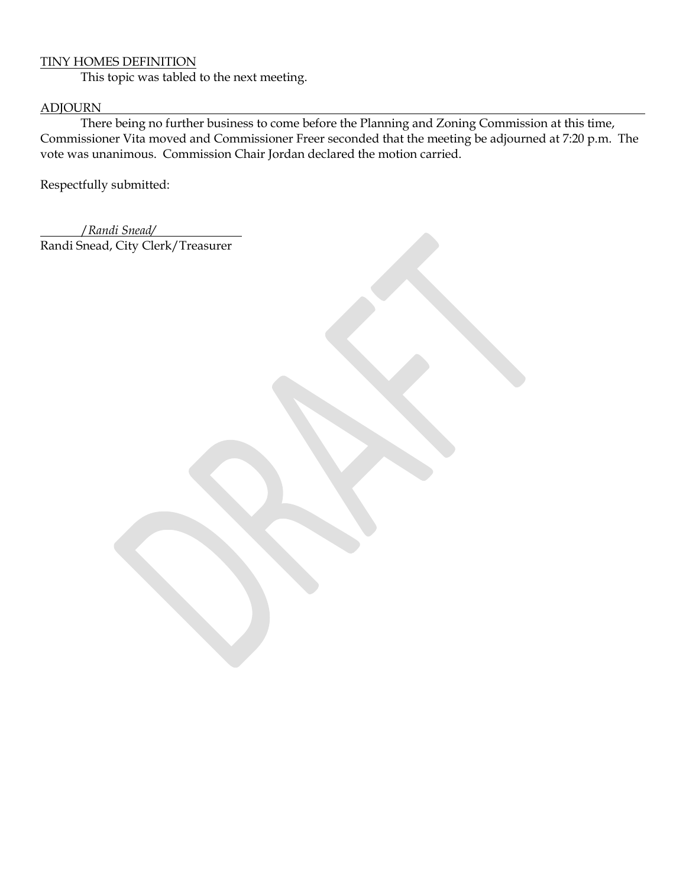TINY HOMES DEFINITION

This topic was tabled to the next meeting.

ADJOURN

There being no further business to come before the Planning and Zoning Commission at this time, Commissioner Vita moved and Commissioner Freer seconded that the meeting be adjourned at 7:20 p.m. The vote was unanimous. Commission Chair Jordan declared the motion carried.

Respectfully submitted:

*/Randi Snead/*

Randi Snead, City Clerk/Treasurer

DRAFT